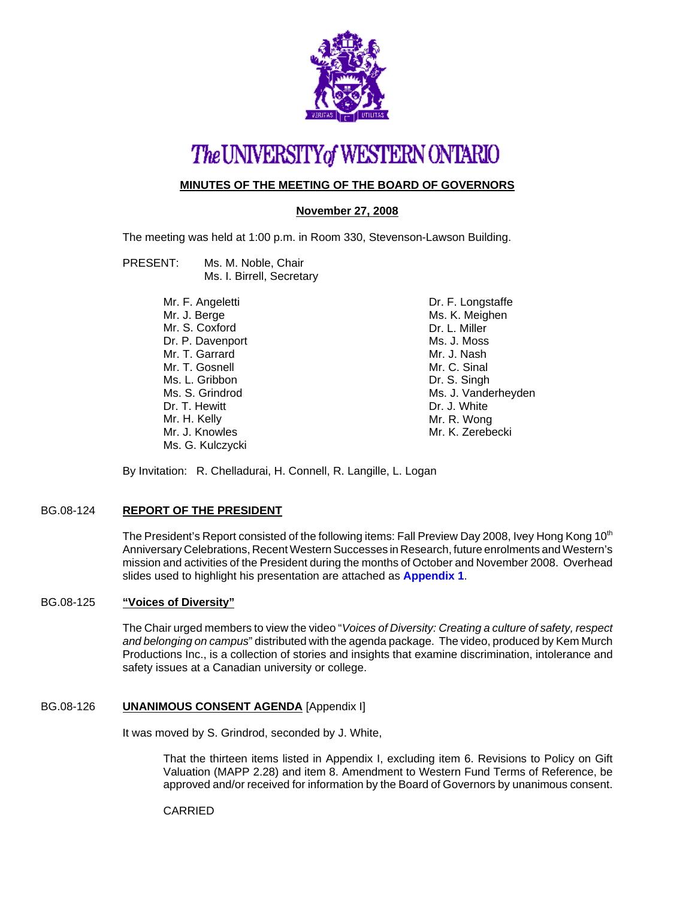# The UNIVERSITY of WESTERN ONTARIO

## MINUTES OF THE MEETING OF THE BOARD OF GOVERNORS

### November 27, 2008

The meeting was held at 1:00 p.m. in Room 330, Stevenson-Lawson Building.

PRESENT: Ms. M. Noble, Chair
Ms. I. Birrell, Secretary

Mr. F. Angeletti
Mr. J. Berge
Mr. S. Coxford
Dr. P. Davenport
Mr. T. Garrard
Mr. T. Gosnell
Ms. L. Gribbon
Ms. S. Grindrod
Dr. T. Hewitt
Mr. H. Kelly
Mr. J. Knowles
Ms. G. Kulczycki
Dr. F. Longstaffe
Ms. K. Meighen
Dr. L. Miller
Ms. J. Moss
Mr. J. Nash
Mr. C. Sinal
Dr. S. Singh
Ms. J. Vanderheyden
Dr. J. White
Mr. R. Wong
Mr. K. Zerebecki

By Invitation: R. Chelladurai, H. Connell, R. Langille, L. Logan

### BG.08-124 REPORT OF THE PRESIDENT

The President's Report consisted of the following items: Fall Preview Day 2008, Ivey Hong Kong 10th Anniversary Celebrations, Recent Western Successes in Research, future enrolments and Western's mission and activities of the President during the months of October and November 2008. Overhead slides used to highlight his presentation are attached as **Appendix 1**.

### BG.08-125 "Voices of Diversity"

The Chair urged members to view the video "*Voices of Diversity: Creating a culture of safety, respect and belonging on campus*" distributed with the agenda package. The video, produced by Kem Murch Productions Inc., is a collection of stories and insights that examine discrimination, intolerance and safety issues at a Canadian university or college.

### BG.08-126 UNANIMOUS CONSENT AGENDA [Appendix I]

It was moved by S. Grindrod, seconded by J. White,

> That the thirteen items listed in Appendix I, excluding item 6. Revisions to Policy on Gift Valuation (MAPP 2.28) and item 8. Amendment to Western Fund Terms of Reference, be approved and/or received for information by the Board of Governors by unanimous consent.

CARRIED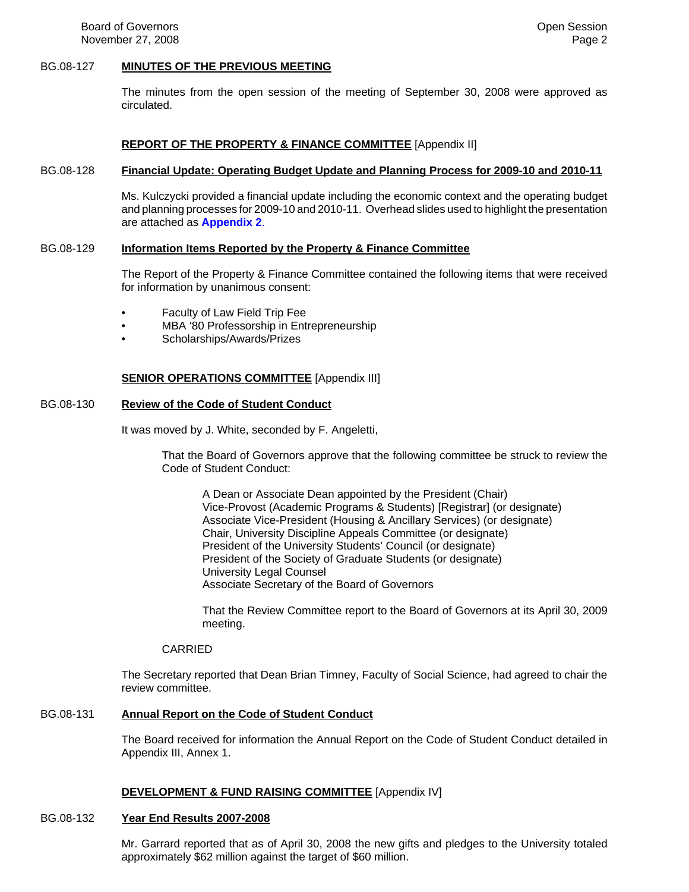BG.08-127 **MINUTES OF THE PREVIOUS MEETING**

The minutes from the open session of the meeting of September 30, 2008 were approved as circulated.

**REPORT OF THE PROPERTY & FINANCE COMMITTEE** [Appendix II]

BG.08-128 **Financial Update: Operating Budget Update and Planning Process for 2009-10 and 2010-11**

Ms. Kulczycki provided a financial update including the economic context and the operating budget and planning processes for 2009-10 and 2010-11. Overhead slides used to highlight the presentation are attached as **Appendix 2**.

BG.08-129 **Information Items Reported by the Property & Finance Committee**

The Report of the Property & Finance Committee contained the following items that were received for information by unanimous consent:

- Faculty of Law Field Trip Fee
- MBA '80 Professorship in Entrepreneurship
- Scholarships/Awards/Prizes

**SENIOR OPERATIONS COMMITTEE** [Appendix III]

BG.08-130 **Review of the Code of Student Conduct**

It was moved by J. White, seconded by F. Angeletti,

> That the Board of Governors approve that the following committee be struck to review the Code of Student Conduct:
>
> A Dean or Associate Dean appointed by the President (Chair)
> Vice-Provost (Academic Programs & Students) [Registrar] (or designate)
> Associate Vice-President (Housing & Ancillary Services) (or designate)
> Chair, University Discipline Appeals Committee (or designate)
> President of the University Students' Council (or designate)
> President of the Society of Graduate Students (or designate)
> University Legal Counsel
> Associate Secretary of the Board of Governors
>
> That the Review Committee report to the Board of Governors at its April 30, 2009 meeting.
>
> CARRIED

The Secretary reported that Dean Brian Timney, Faculty of Social Science, had agreed to chair the review committee.

BG.08-131 **Annual Report on the Code of Student Conduct**

The Board received for information the Annual Report on the Code of Student Conduct detailed in Appendix III, Annex 1.

**DEVELOPMENT & FUND RAISING COMMITTEE** [Appendix IV]

BG.08-132 **Year End Results 2007-2008**

Mr. Garrard reported that as of April 30, 2008 the new gifts and pledges to the University totaled approximately $62 million against the target of $60 million.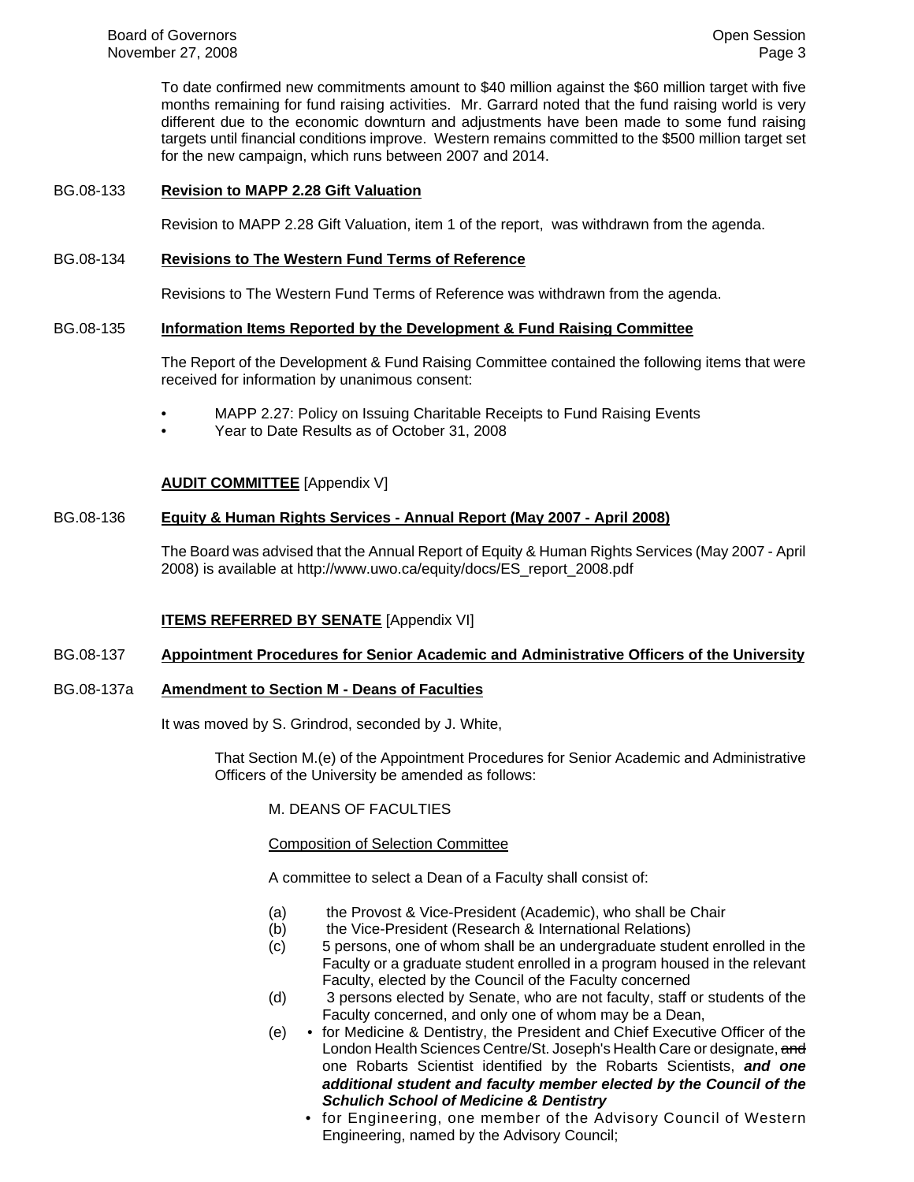To date confirmed new commitments amount to $40 million against the $60 million target with five months remaining for fund raising activities. Mr. Garrard noted that the fund raising world is very different due to the economic downturn and adjustments have been made to some fund raising targets until financial conditions improve. Western remains committed to the $500 million target set for the new campaign, which runs between 2007 and 2014.

BG.08-133 **Revision to MAPP 2.28 Gift Valuation**

Revision to MAPP 2.28 Gift Valuation, item 1 of the report, was withdrawn from the agenda.

BG.08-134 **Revisions to The Western Fund Terms of Reference**

Revisions to The Western Fund Terms of Reference was withdrawn from the agenda.

BG.08-135 **Information Items Reported by the Development & Fund Raising Committee**

The Report of the Development & Fund Raising Committee contained the following items that were received for information by unanimous consent:

- MAPP 2.27: Policy on Issuing Charitable Receipts to Fund Raising Events
- Year to Date Results as of October 31, 2008

**AUDIT COMMITTEE** [Appendix V]

BG.08-136 **Equity & Human Rights Services - Annual Report (May 2007 - April 2008)**

The Board was advised that the Annual Report of Equity & Human Rights Services (May 2007 - April 2008) is available at http://www.uwo.ca/equity/docs/ES_report_2008.pdf

**ITEMS REFERRED BY SENATE** [Appendix VI]

BG.08-137 **Appointment Procedures for Senior Academic and Administrative Officers of the University**

BG.08-137a **Amendment to Section M - Deans of Faculties**

It was moved by S. Grindrod, seconded by J. White,

> That Section M.(e) of the Appointment Procedures for Senior Academic and Administrative Officers of the University be amended as follows:
>
> M. DEANS OF FACULTIES
>
> Composition of Selection Committee
>
> A committee to select a Dean of a Faculty shall consist of:
>
> (a) the Provost & Vice-President (Academic), who shall be Chair
> (b) the Vice-President (Research & International Relations)
> (c) 5 persons, one of whom shall be an undergraduate student enrolled in the Faculty or a graduate student enrolled in a program housed in the relevant Faculty, elected by the Council of the Faculty concerned
> (d) 3 persons elected by Senate, who are not faculty, staff or students of the Faculty concerned, and only one of whom may be a Dean,
> (e) • for Medicine & Dentistry, the President and Chief Executive Officer of the London Health Sciences Centre/St. Joseph's Health Care or designate, ~~and~~ one Robarts Scientist identified by the Robarts Scientists, ***and one additional student and faculty member elected by the Council of the Schulich School of Medicine & Dentistry***
> • for Engineering, one member of the Advisory Council of Western Engineering, named by the Advisory Council;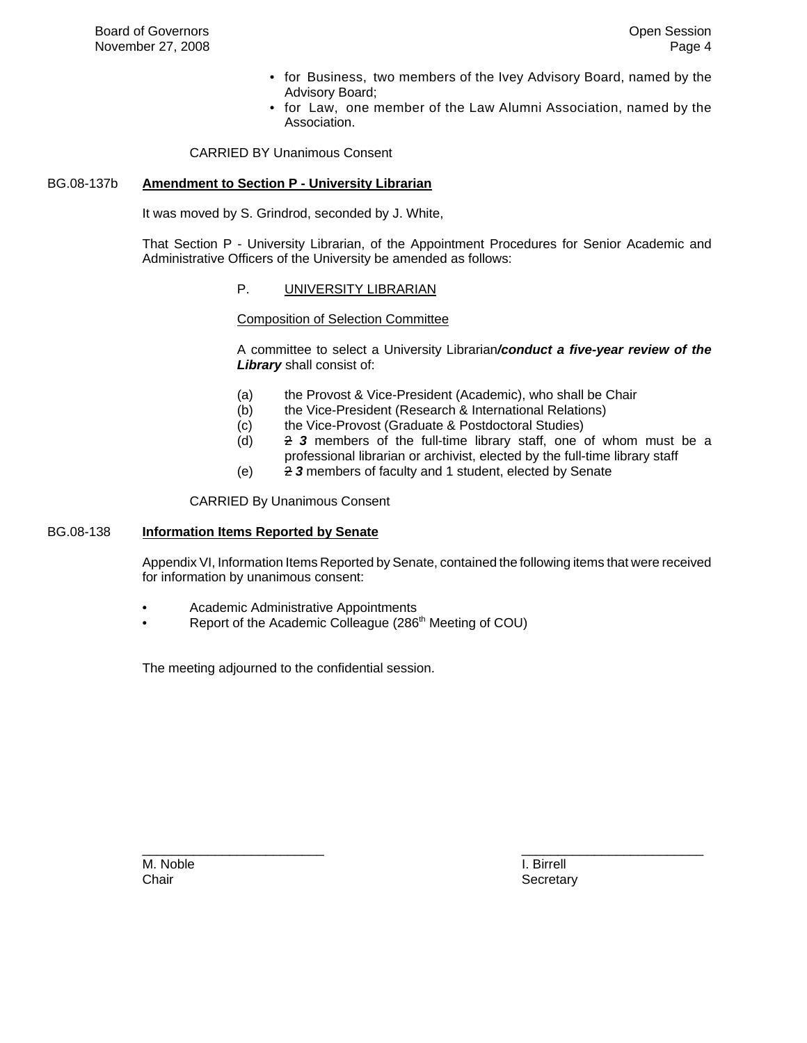- for Business, two members of the Ivey Advisory Board, named by the Advisory Board;
- for Law, one member of the Law Alumni Association, named by the Association.

CARRIED BY Unanimous Consent

BG.08-137b **Amendment to Section P - University Librarian**

It was moved by S. Grindrod, seconded by J. White,

That Section P - University Librarian, of the Appointment Procedures for Senior Academic and Administrative Officers of the University be amended as follows:

P. UNIVERSITY LIBRARIAN

Composition of Selection Committee

A committee to select a University Librarian***/conduct a five-year review of the Library*** shall consist of:

(a) the Provost & Vice-President (Academic), who shall be Chair
(b) the Vice-President (Research & International Relations)
(c) the Vice-Provost (Graduate & Postdoctoral Studies)
(d) ~~2~~ ***3*** members of the full-time library staff, one of whom must be a professional librarian or archivist, elected by the full-time library staff
(e) ~~2~~ ***3*** members of faculty and 1 student, elected by Senate

CARRIED By Unanimous Consent

BG.08-138 **Information Items Reported by Senate**

Appendix VI, Information Items Reported by Senate, contained the following items that were received for information by unanimous consent:

- Academic Administrative Appointments
- Report of the Academic Colleague (286th Meeting of COU)

The meeting adjourned to the confidential session.

\_\_\_\_\_\_\_\_\_\_\_\_\_\_\_\_\_\_\_\_\_\_\_\_\_ \_\_\_\_\_\_\_\_\_\_\_\_\_\_\_\_\_\_\_\_\_\_\_\_\_
M. Noble I. Birrell
Chair Secretary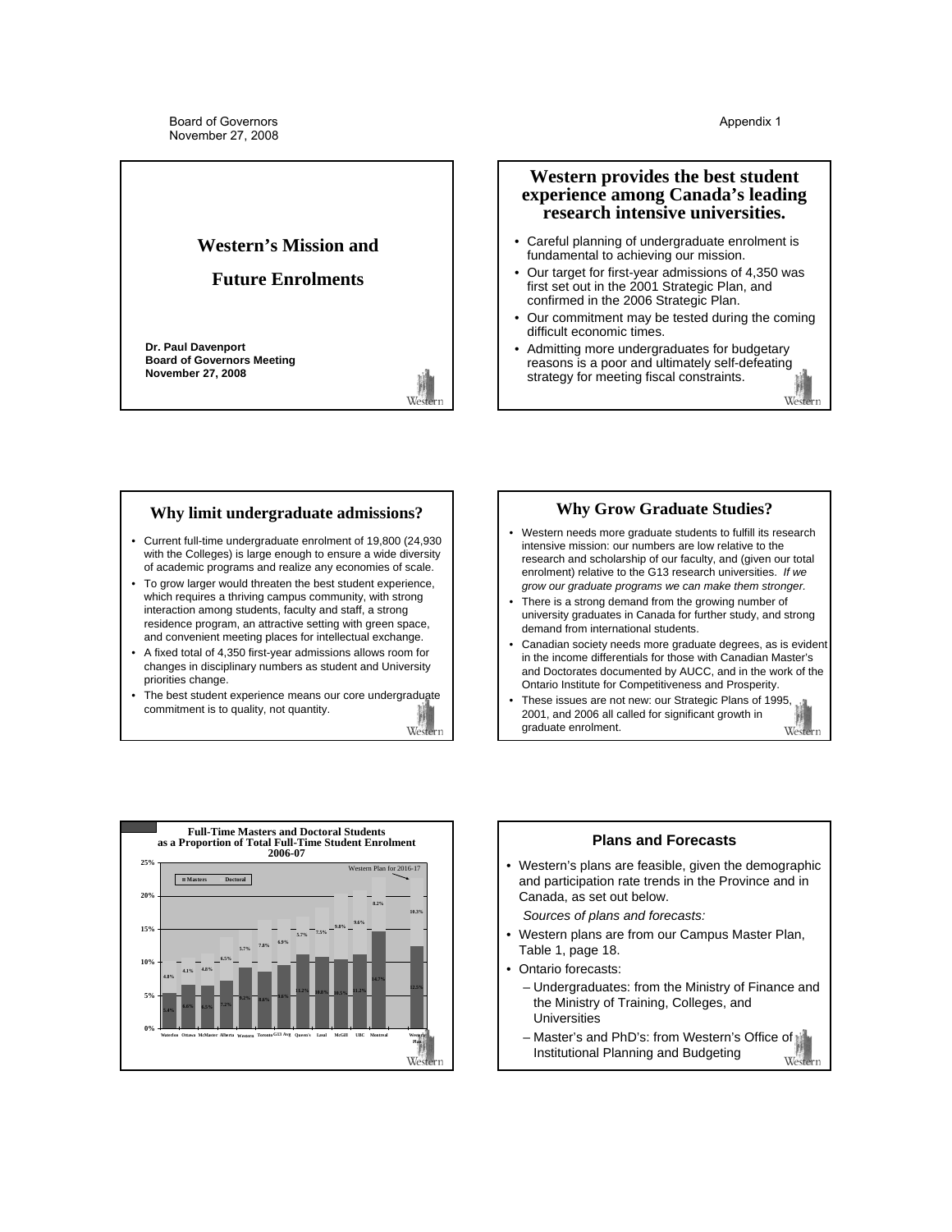# Western's Mission and Future Enrolments

**Dr. Paul Davenport**
**Board of Governors Meeting**
**November 27, 2008**

## Western provides the best student experience among Canada's leading research intensive universities.

- Careful planning of undergraduate enrolment is fundamental to achieving our mission.
- Our target for first-year admissions of 4,350 was first set out in the 2001 Strategic Plan, and confirmed in the 2006 Strategic Plan.
- Our commitment may be tested during the coming difficult economic times.
- Admitting more undergraduates for budgetary reasons is a poor and ultimately self-defeating strategy for meeting fiscal constraints.

## Why limit undergraduate admissions?

- Current full-time undergraduate enrolment of 19,800 (24,930 with the Colleges) is large enough to ensure a wide diversity of academic programs and realize any economies of scale.
- To grow larger would threaten the best student experience, which requires a thriving campus community, with strong interaction among students, faculty and staff, a strong residence program, an attractive setting with green space, and convenient meeting places for intellectual exchange.
- A fixed total of 4,350 first-year admissions allows room for changes in disciplinary numbers as student and University priorities change.
- The best student experience means our core undergraduate commitment is to quality, not quantity.

## Why Grow Graduate Studies?

- Western needs more graduate students to fulfill its research intensive mission: our numbers are low relative to the research and scholarship of our faculty, and (given our total enrolment) relative to the G13 research universities. *If we grow our graduate programs we can make them stronger.*
- There is a strong demand from the growing number of university graduates in Canada for further study, and strong demand from international students.
- Canadian society needs more graduate degrees, as is evident in the income differentials for those with Canadian Master's and Doctorates documented by AUCC, and in the work of the Ontario Institute for Competitiveness and Prosperity.
- These issues are not new: our Strategic Plans of 1995, 2001, and 2006 all called for significant growth in graduate enrolment.

## Full-Time Masters and Doctoral Students as a Proportion of Total Full-Time Student Enrolment 2006-07

| University | Masters | Doctoral |
|---|---|---|
| Waterloo | 5.4% | 4.8% |
| Ottawa | 6.6% | 4.1% |
| McMaster | 6.5% | 4.8% |
| Alberta | 7.2% | 6.5% |
| Western | 9.2% | 5.7% |
| Toronto | 8.6% | 7.8% |
| G13 Avg | 9.6% | 6.9% |
| Queen's | 11.2% | 5.7% |
| Laval | 10.8% | 7.5% |
| McGill | 10.5% | 9.8% |
| UBC | 11.2% | 9.6% |
| Montreal | 14.7% | 8.2% |
| Western Plan (Western Plan for 2016-17) | 12.5% | 10.3% |

## Plans and Forecasts

- Western's plans are feasible, given the demographic and participation rate trends in the Province and in Canada, as set out below.

  *Sources of plans and forecasts:*
- Western plans are from our Campus Master Plan, Table 1, page 18.
- Ontario forecasts:
  - Undergraduates: from the Ministry of Finance and the Ministry of Training, Colleges, and Universities
  - Master's and PhD's: from Western's Office of Institutional Planning and Budgeting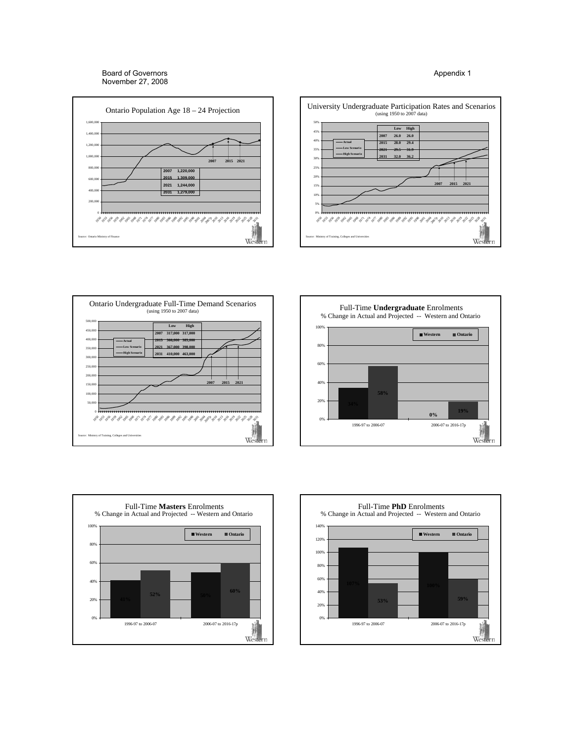Board of Governors
November 27, 2008

Appendix 1

## Ontario Population Age 18 – 24 Projection

| Year | Population |
|---|---|
| 2007 | 1,220,000 |
| 2015 | 1,309,000 |
| 2021 | 1,244,000 |
| 2031 | 1,279,000 |

Source: Ontario Ministry of Finance

## University Undergraduate Participation Rates and Scenarios
(using 1950 to 2007 data)

| | Low | High |
|---|---|---|
| 2007 | 26.0 | 26.0 |
| 2015 | 28.0 | 29.4 |
| 2021 | 29.5 | 31.9 |
| 2031 | 32.0 | 36.2 |

Actual / Low Scenario / High Scenario

Source: Ministry of Training, Colleges and Universities

## Ontario Undergraduate Full-Time Demand Scenarios
(using 1950 to 2007 data)

| | Low | High |
|---|---|---|
| 2007 | 317,000 | 317,000 |
| 2015 | 366,000 | 383,000 |
| 2021 | 367,000 | 398,000 |
| 2031 | 410,000 | 463,000 |

Actual / Low Scenario / High Scenario

Source: Ministry of Training, Colleges and Universities

## Full-Time **Undergraduate** Enrolments
% Change in Actual and Projected -- Western and Ontario

| Period | Western | Ontario |
|---|---|---|
| 1996-97 to 2006-07 | 34% | 58% |
| 2006-07 to 2016-17p | 0% | 19% |

## Full-Time **Masters** Enrolments
% Change in Actual and Projected -- Western and Ontario

| Period | Western | Ontario |
|---|---|---|
| 1996-97 to 2006-07 | 41% | 52% |
| 2006-07 to 2016-17p | 50% | 60% |

## Full-Time **PhD** Enrolments
% Change in Actual and Projected -- Western and Ontario

| Period | Western | Ontario |
|---|---|---|
| 1996-97 to 2006-07 | 107% | 53% |
| 2006-07 to 2016-17p | 100% | 59% |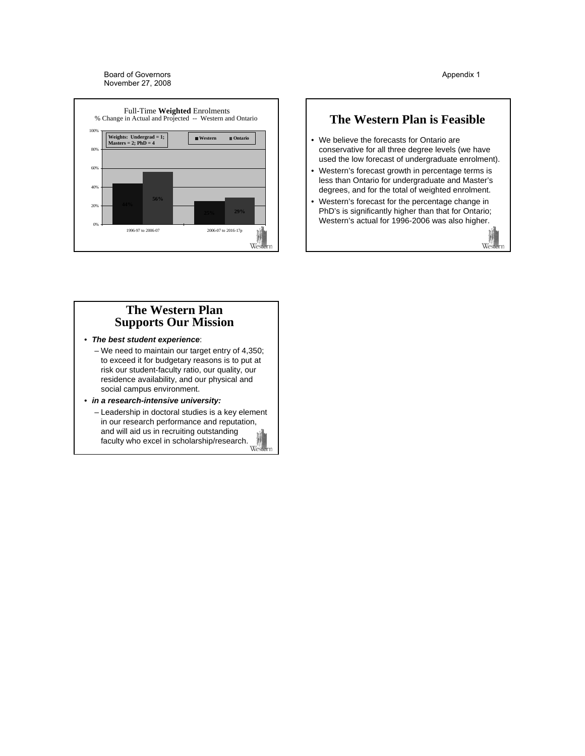Board of Governors
November 27, 2008

Appendix 1

### Full-Time **Weighted** Enrolments

% Change in Actual and Projected -- Western and Ontario

Weights: Undergrad = 1; Masters = 2; PhD = 4

| | Western | Ontario |
|---|---|---|
| 1996-97 to 2006-07 | 44% | 56% |
| 2006-07 to 2016-17p | 25% | 29% |

## The Western Plan is Feasible

- We believe the forecasts for Ontario are conservative for all three degree levels (we have used the low forecast of undergraduate enrolment).
- Western's forecast growth in percentage terms is less than Ontario for undergraduate and Master's degrees, and for the total of weighted enrolment.
- Western's forecast for the percentage change in PhD's is significantly higher than that for Ontario; Western's actual for 1996-2006 was also higher.

## The Western Plan Supports Our Mission

- ***The best student experience***:
  - We need to maintain our target entry of 4,350; to exceed it for budgetary reasons is to put at risk our student-faculty ratio, our quality, our residence availability, and our physical and social campus environment.
- ***in a research-intensive university:***
  - Leadership in doctoral studies is a key element in our research performance and reputation, and will aid us in recruiting outstanding faculty who excel in scholarship/research.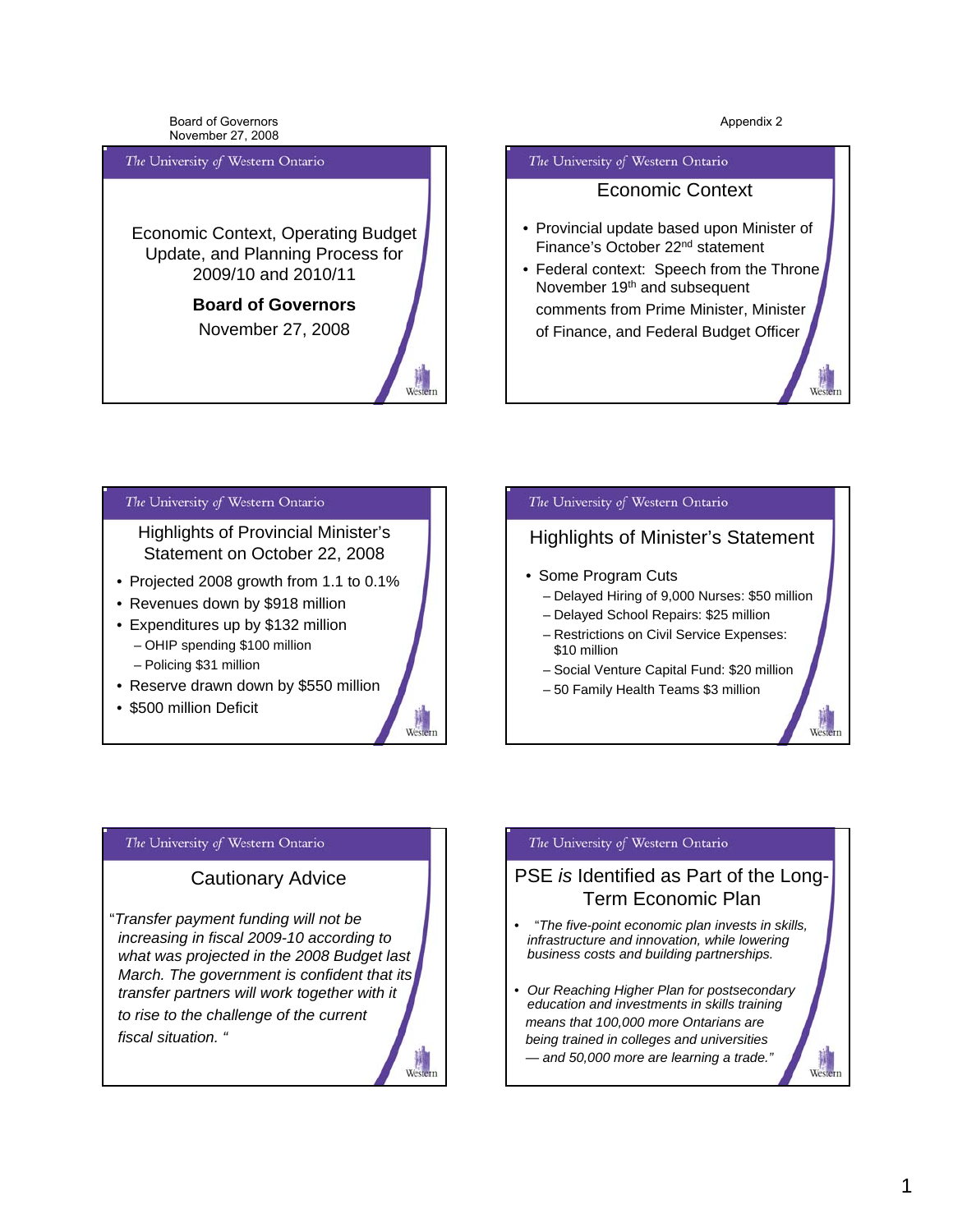Board of Governors
November 27, 2008

Appendix 2

## Economic Context, Operating Budget Update, and Planning Process for 2009/10 and 2010/11

**Board of Governors**

November 27, 2008

## Economic Context

- Provincial update based upon Minister of Finance's October 22nd statement
- Federal context: Speech from the Throne November 19th and subsequent comments from Prime Minister, Minister of Finance, and Federal Budget Officer

## Highlights of Provincial Minister's Statement on October 22, 2008

- Projected 2008 growth from 1.1 to 0.1%
- Revenues down by $918 million
- Expenditures up by $132 million
  - OHIP spending $100 million
  - Policing $31 million
- Reserve drawn down by $550 million
- $500 million Deficit

## Highlights of Minister's Statement

- Some Program Cuts
  - Delayed Hiring of 9,000 Nurses: $50 million
  - Delayed School Repairs: $25 million
  - Restrictions on Civil Service Expenses: $10 million
  - Social Venture Capital Fund: $20 million
  - 50 Family Health Teams $3 million

## Cautionary Advice

"*Transfer payment funding will not be increasing in fiscal 2009-10 according to what was projected in the 2008 Budget last March. The government is confident that its transfer partners will work together with it to rise to the challenge of the current fiscal situation.* "

## PSE *is* Identified as Part of the Long-Term Economic Plan

- "*The five-point economic plan invests in skills, infrastructure and innovation, while lowering business costs and building partnerships.*
- *Our Reaching Higher Plan for postsecondary education and investments in skills training means that 100,000 more Ontarians are being trained in colleges and universities — and 50,000 more are learning a trade.*"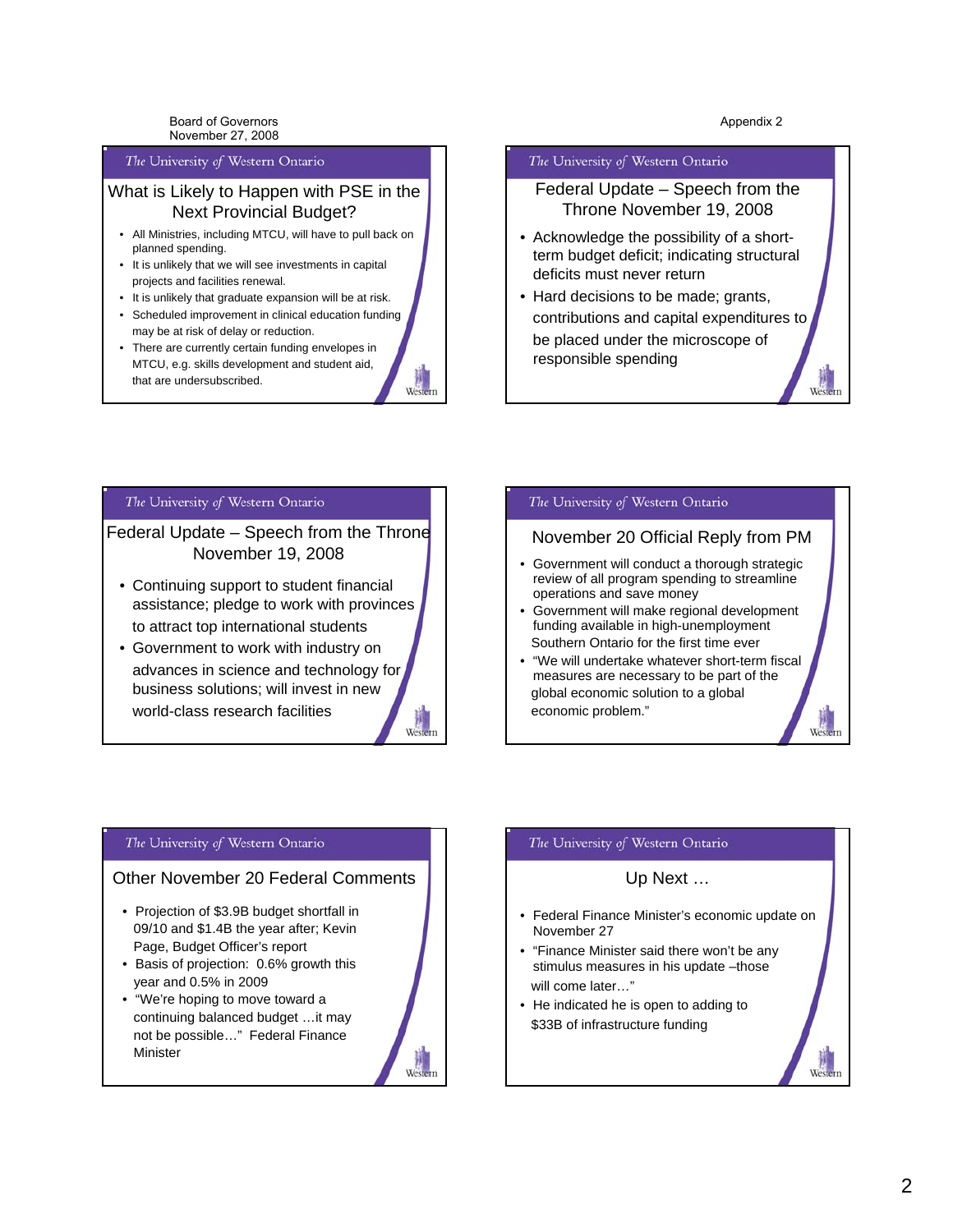Board of Governors
November 27, 2008

Appendix 2

## What is Likely to Happen with PSE in the Next Provincial Budget?

- All Ministries, including MTCU, will have to pull back on planned spending.
- It is unlikely that we will see investments in capital projects and facilities renewal.
- It is unlikely that graduate expansion will be at risk.
- Scheduled improvement in clinical education funding may be at risk of delay or reduction.
- There are currently certain funding envelopes in MTCU, e.g. skills development and student aid, that are undersubscribed.

## Federal Update – Speech from the Throne November 19, 2008

- Acknowledge the possibility of a short-term budget deficit; indicating structural deficits must never return
- Hard decisions to be made; grants, contributions and capital expenditures to be placed under the microscope of responsible spending

## Federal Update – Speech from the Throne November 19, 2008

- Continuing support to student financial assistance; pledge to work with provinces to attract top international students
- Government to work with industry on advances in science and technology for business solutions; will invest in new world-class research facilities

## November 20 Official Reply from PM

- Government will conduct a thorough strategic review of all program spending to streamline operations and save money
- Government will make regional development funding available in high-unemployment Southern Ontario for the first time ever
- "We will undertake whatever short-term fiscal measures are necessary to be part of the global economic solution to a global economic problem."

## Other November 20 Federal Comments

- Projection of $3.9B budget shortfall in 09/10 and $1.4B the year after; Kevin Page, Budget Officer's report
- Basis of projection: 0.6% growth this year and 0.5% in 2009
- "We're hoping to move toward a continuing balanced budget …it may not be possible…" Federal Finance Minister

## Up Next …

- Federal Finance Minister's economic update on November 27
- "Finance Minister said there won't be any stimulus measures in his update –those will come later…"
- He indicated he is open to adding to $33B of infrastructure funding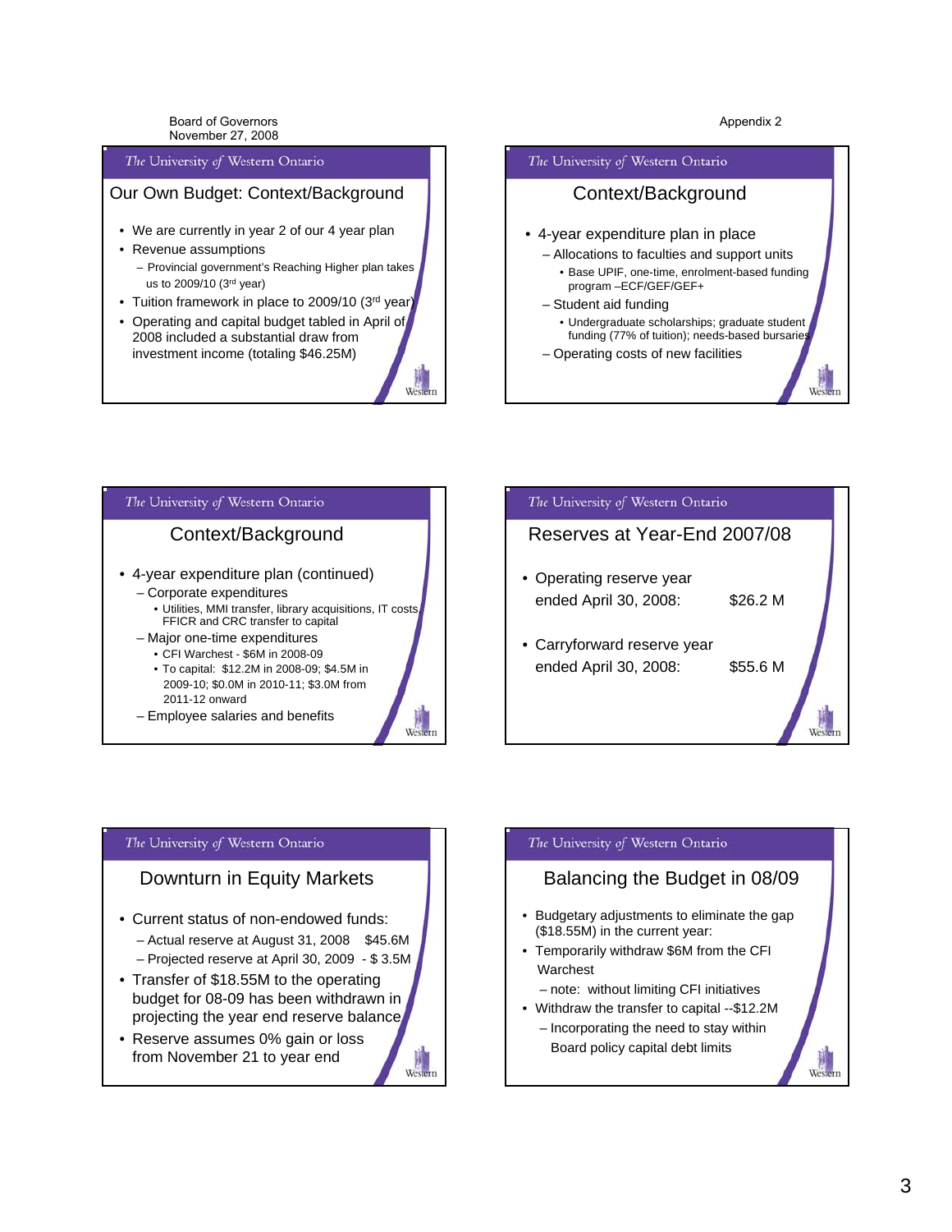Board of Governors
November 27, 2008

Appendix 2

## Our Own Budget: Context/Background

- We are currently in year 2 of our 4 year plan
- Revenue assumptions
  - Provincial government's Reaching Higher plan takes us to 2009/10 (3rd year)
- Tuition framework in place to 2009/10 (3rd year)
- Operating and capital budget tabled in April of 2008 included a substantial draw from investment income (totaling $46.25M)

## Context/Background

- 4-year expenditure plan in place
  - Allocations to faculties and support units
    - Base UPIF, one-time, enrolment-based funding program –ECF/GEF/GEF+
  - Student aid funding
    - Undergraduate scholarships; graduate student funding (77% of tuition); needs-based bursaries
  - Operating costs of new facilities

## Context/Background

- 4-year expenditure plan (continued)
  - Corporate expenditures
    - Utilities, MMI transfer, library acquisitions, IT costs, FFICR and CRC transfer to capital
  - Major one-time expenditures
    - CFI Warchest - $6M in 2008-09
    - To capital: $12.2M in 2008-09; $4.5M in 2009-10; $0.0M in 2010-11; $3.0M from 2011-12 onward
  - Employee salaries and benefits

## Reserves at Year-End 2007/08

- Operating reserve year ended April 30, 2008: $26.2 M
- Carryforward reserve year ended April 30, 2008: $55.6 M

## Downturn in Equity Markets

- Current status of non-endowed funds:
  - Actual reserve at August 31, 2008 $45.6M
  - Projected reserve at April 30, 2009 - $ 3.5M
- Transfer of $18.55M to the operating budget for 08-09 has been withdrawn in projecting the year end reserve balance
- Reserve assumes 0% gain or loss from November 21 to year end

## Balancing the Budget in 08/09

- Budgetary adjustments to eliminate the gap ($18.55M) in the current year:
- Temporarily withdraw $6M from the CFI Warchest
  - note: without limiting CFI initiatives
- Withdraw the transfer to capital --$12.2M
  - Incorporating the need to stay within Board policy capital debt limits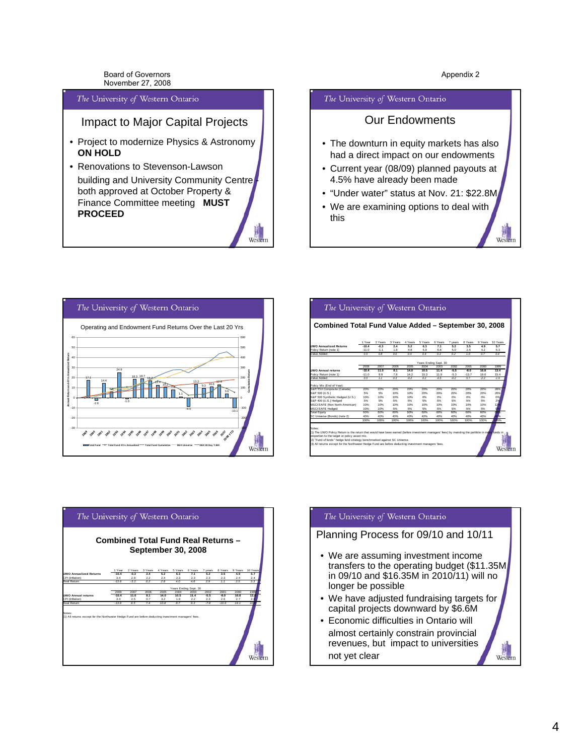Board of Governors
November 27, 2008

Appendix 2

## Impact to Major Capital Projects

- Project to modernize Physics & Astronomy **ON HOLD**
- Renovations to Stevenson-Lawson building and University Community Centre - both approved at October Property & Finance Committee meeting **MUST PROCEED**

## Our Endowments

- The downturn in equity markets has also had a direct impact on our endowments
- Current year (08/09) planned payouts at 4.5% have already been made
- "Under water" status at Nov. 21: $22.8M
- We are examining options to deal with this

## Operating and Endowment Fund Returns Over the Last 20 Yrs

Legend: Total Fund; Total Fund 4 Yrs Annualized; Total Fund Cumulative; DEX Universe; DEX 90 Day T-Bill

Annual returns (1989–2008 YTD): 17.1, 6.6, -2.6, 14.4, 24.9, -1.0, 18.3, 18.7, 16.8, 12.6, 10.2, 7.8, 1.1, -8.5, 13.2, 9.3, 10.5, 12.5, 3.6, -10.1

## Combined Total Fund Value Added – September 30, 2008

| | 1 Year | 2 Years | 3 Years | 4 Years | 5 Years | 6 Years | 7 years | 8 Years | 9 Years | 10 Years |
|---|---|---|---|---|---|---|---|---|---|---|
| **UWO Annualized Returns** | **-10.4** | **-0.3** | **2.4** | **5.2** | **6.3** | **7.1** | **5.2** | **3.5** | **4.9** | **5.7** |
| Policy Return (note 1) | -11.0 | -1.1 | 1.8 | 4.8 | 5.9 | 6.8 | 5.0 | 2.5 | 4.2 | 5.3 |
| *Value Added* | *0.5* | *0.8* | *0.6* | *0.4* | *0.4* | *0.3* | *0.2* | *1.0* | *0.7* | *0.4* |

| | Years Ending Sept. 30 | | | | | | | | | |
|---|---|---|---|---|---|---|---|---|---|---|
| | 2008 | 2007 | 2006 | 2005 | 2004 | 2003 | 2002 | 2001 | 2000 | 1999 |
| **UWO Annual returns** | **-10.4** | **11.0** | **8.1** | **14.0** | **10.5** | **11.4** | **-5.5** | **-8.0** | **16.8** | **13.4** |
| Policy Return (note 1) | -11.0 | 9.8 | 7.8 | 14.2 | 10.3 | 11.9 | -5.3 | -13.7 | 19.0 | 15.4 |
| *Value Added* | *0.5* | *1.1* | *0.3* | *-0.2* | *0.2* | *-0.5* | *-0.2* | *5.7* | *-2.2* | *-1.9* |
| Policy Mix (End of Year): | | | | | | | | | | |
| S&P/TSX Composite (Canada) | 20% | 20% | 20% | 20% | 20% | 20% | 20% | 20% | 20% | 20% |
| S&P 500 (U.S.) | 5% | 5% | 10% | 10% | 20% | 20% | 20% | 20% | 20% | 20% |
| S&P 500 Synthetic Hedged (U.S.) | 10% | 10% | 10% | 10% | 0% | 0% | 0% | 0% | 0% | 0% |
| S&P 400 (U.S.) Hedged | 5% | 5% | 5% | 5% | 5% | 5% | 5% | 5% | 5% | 2% |
| MSCI EAFE (Non North American) | 10% | 10% | 10% | 10% | 10% | 10% | 10% | 10% | 10% | 12% |
| MSCI EAFE Hedged | 10% | 10% | 5% | 5% | 5% | 5% | 5% | 5% | 5% | 6% |
| Total Equity | 60% | 60% | 60% | 60% | 60% | 60% | 60% | 60% | 60% | 60% |
| SC Universe (Bonds) (note 2) | 40% | 40% | 40% | 40% | 40% | 40% | 40% | 40% | 40% | 40% |
| | 100% | 100% | 100% | 100% | 100% | 100% | 100% | 100% | 100% | 100% |

Notes:
(1) The UWO Policy Return is the return that would have been earned (before investment managers' fees) by investing the portfolio in index funds in proportion to the target or policy asset mix.
(2) "Fund of funds" hedge fund strategy benchmarked against SC Universe.
(3) All returns except for the Northwater Hedge Fund are before deducting investment managers' fees.

## Combined Total Fund Real Returns – September 30, 2008

| | 1 Year | 2 Years | 3 Years | 4 Years | 5 Years | 6 Years | 7 years | 8 Years | 9 Years | 10 Years |
|---|---|---|---|---|---|---|---|---|---|---|
| **UWO Annualized Returns** | **-10.4** | **-0.3** | **2.4** | **5.2** | **6.3** | **7.1** | **5.2** | **3.5** | **4.9** | **5.7** |
| CPI (Inflation) | 3.4 | 2.9 | 2.2 | 2.4 | 2.3 | 2.3 | 2.3 | 2.3 | 2.4 | 2.4 |
| *Real Return* | *-13.8* | *-3.2* | *0.2* | *2.8* | *4.0* | *4.8* | *2.9* | *1.1* | *2.5* | *3.3* |

| | Years Ending Sept. 30 | | | | | | | | | |
|---|---|---|---|---|---|---|---|---|---|---|
| | 2008 | 2007 | 2006 | 2005 | 2004 | 2003 | 2002 | 2001 | 2000 | 1999 |
| **UWO Annual returns** | **-10.4** | **11.0** | **8.1** | **14.0** | **10.5** | **11.4** | **-5.5** | **-8.0** | **16.8** | **13.4** |
| CPI (Inflation) | 3.4 | 2.5 | 0.7 | 3.2 | 1.8 | 2.2 | 2.3 | 2.6 | 2.7 | 2.6 |
| *Real Return* | *-13.8* | *8.5* | *7.4* | *10.8* | *8.7* | *9.3* | *-7.8* | *-10.6* | *14.1* | *10.8* |

Notes:
(1) All returns except for the Northwater Hedge Fund are before deducting investment managers' fees.

## Planning Process for 09/10 and 10/11

- We are assuming investment income transfers to the operating budget ($11.35M in 09/10 and $16.35M in 2010/11) will no longer be possible
- We have adjusted fundraising targets for capital projects downward by $6.6M
- Economic difficulties in Ontario will almost certainly constrain provincial revenues, but impact to universities not yet clear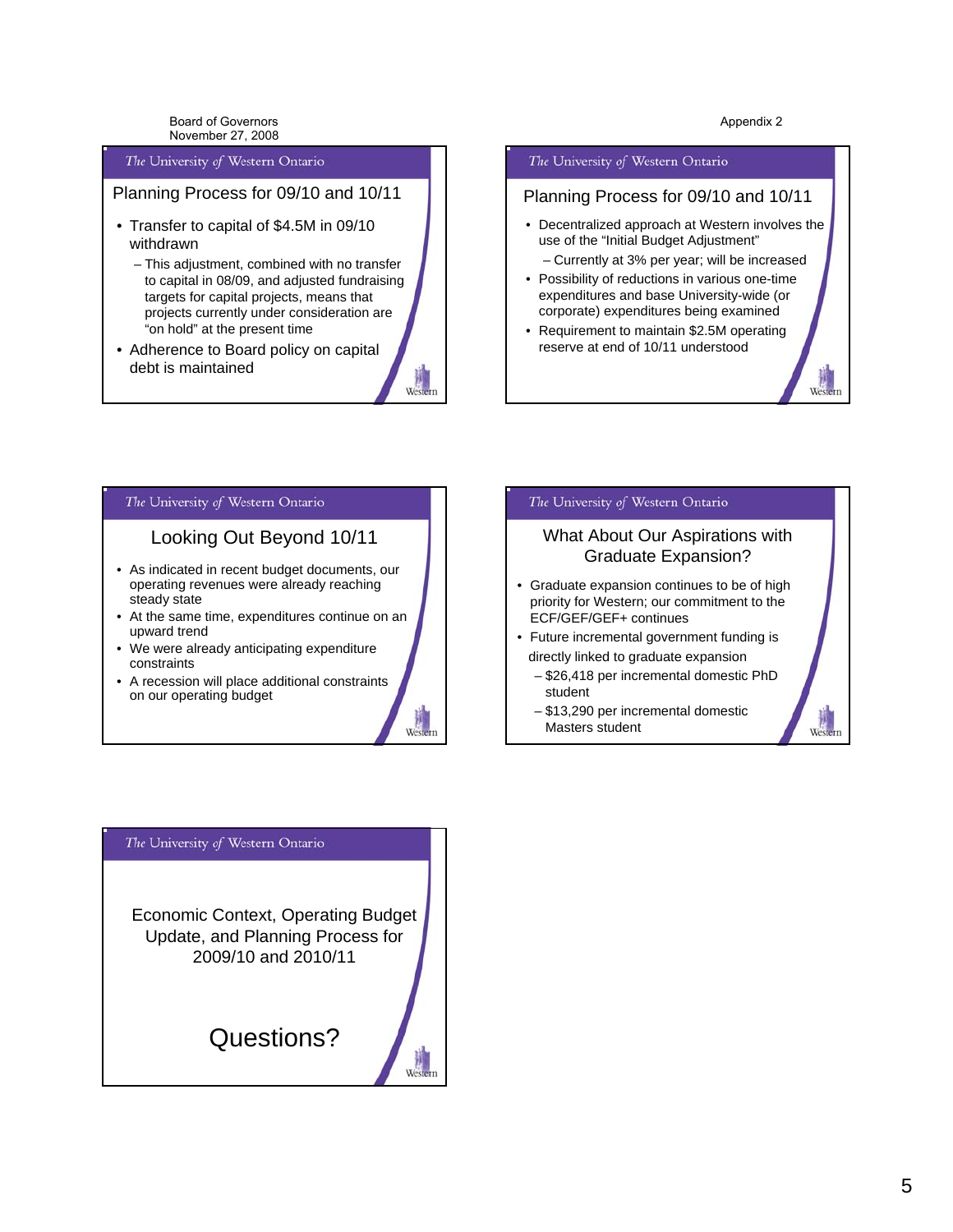Board of Governors
November 27, 2008

Appendix 2

The University of Western Ontario

## Planning Process for 09/10 and 10/11

- Transfer to capital of $4.5M in 09/10 withdrawn
  - This adjustment, combined with no transfer to capital in 08/09, and adjusted fundraising targets for capital projects, means that projects currently under consideration are "on hold" at the present time
- Adherence to Board policy on capital debt is maintained

The University of Western Ontario

## Planning Process for 09/10 and 10/11

- Decentralized approach at Western involves the use of the "Initial Budget Adjustment"
  - Currently at 3% per year; will be increased
- Possibility of reductions in various one-time expenditures and base University-wide (or corporate) expenditures being examined
- Requirement to maintain $2.5M operating reserve at end of 10/11 understood

The University of Western Ontario

## Looking Out Beyond 10/11

- As indicated in recent budget documents, our operating revenues were already reaching steady state
- At the same time, expenditures continue on an upward trend
- We were already anticipating expenditure constraints
- A recession will place additional constraints on our operating budget

The University of Western Ontario

## What About Our Aspirations with Graduate Expansion?

- Graduate expansion continues to be of high priority for Western; our commitment to the ECF/GEF/GEF+ continues
- Future incremental government funding is directly linked to graduate expansion
  - $26,418 per incremental domestic PhD student
  - $13,290 per incremental domestic Masters student

The University of Western Ontario

## Economic Context, Operating Budget Update, and Planning Process for 2009/10 and 2010/11

## Questions?